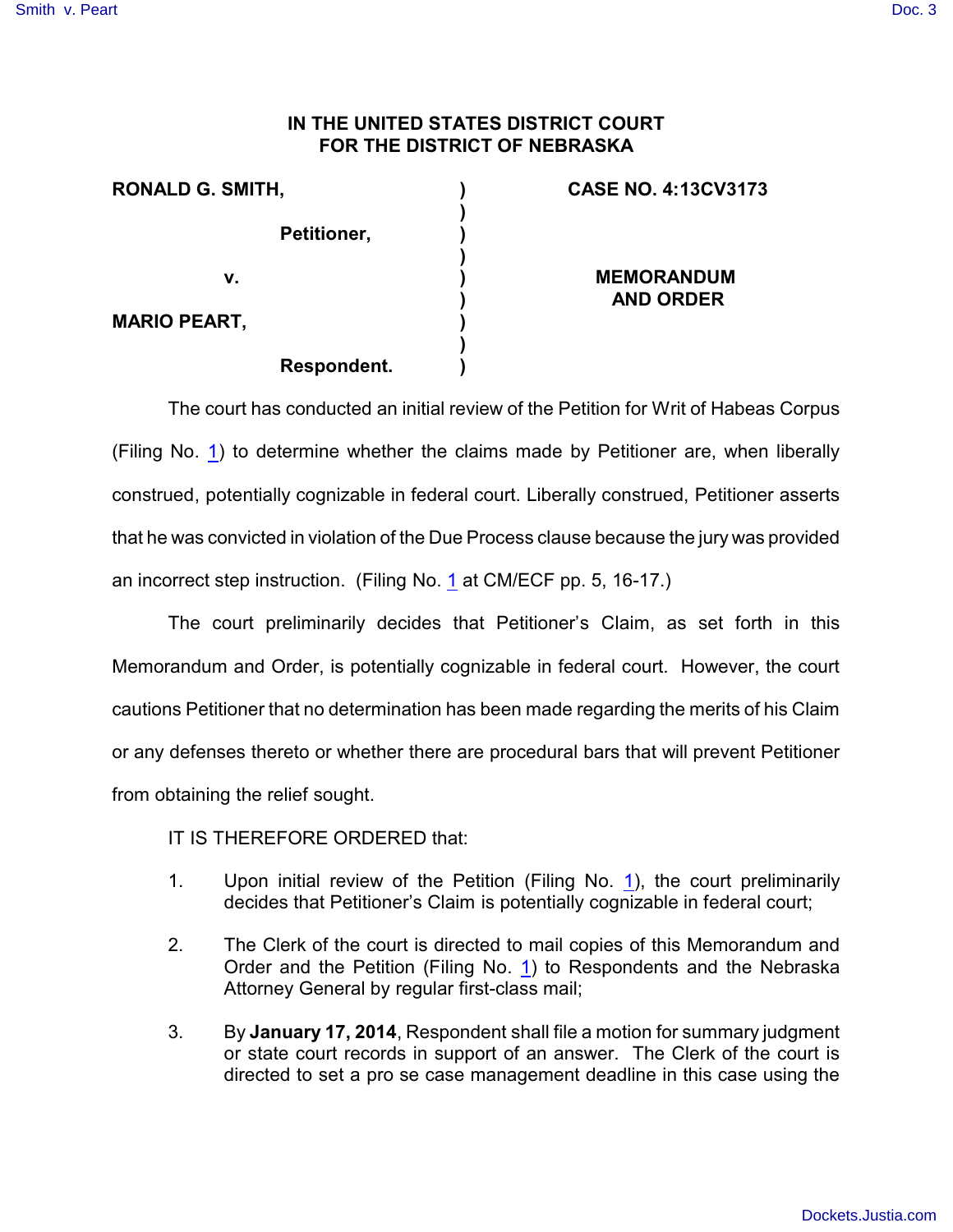**IN THE UNITED STATES DISTRICT COURT**
**FOR THE DISTRICT OF NEBRASKA**

| | | |
|---|---|---|
| **RONALD G. SMITH,** | ) | **CASE NO. 4:13CV3173** |
| **Petitioner,** | ) | |
| **v.** | ) | **MEMORANDUM AND ORDER** |
| **MARIO PEART,** | ) | |
| **Respondent.** | ) | |

The court has conducted an initial review of the Petition for Writ of Habeas Corpus (Filing No. 1) to determine whether the claims made by Petitioner are, when liberally construed, potentially cognizable in federal court. Liberally construed, Petitioner asserts that he was convicted in violation of the Due Process clause because the jury was provided an incorrect step instruction. (Filing No. 1 at CM/ECF pp. 5, 16-17.)

The court preliminarily decides that Petitioner's Claim, as set forth in this Memorandum and Order, is potentially cognizable in federal court. However, the court cautions Petitioner that no determination has been made regarding the merits of his Claim or any defenses thereto or whether there are procedural bars that will prevent Petitioner from obtaining the relief sought.

IT IS THEREFORE ORDERED that:

1. Upon initial review of the Petition (Filing No. 1), the court preliminarily decides that Petitioner's Claim is potentially cognizable in federal court;

2. The Clerk of the court is directed to mail copies of this Memorandum and Order and the Petition (Filing No. 1) to Respondents and the Nebraska Attorney General by regular first-class mail;

3. By **January 17, 2014**, Respondent shall file a motion for summary judgment or state court records in support of an answer. The Clerk of the court is directed to set a pro se case management deadline in this case using the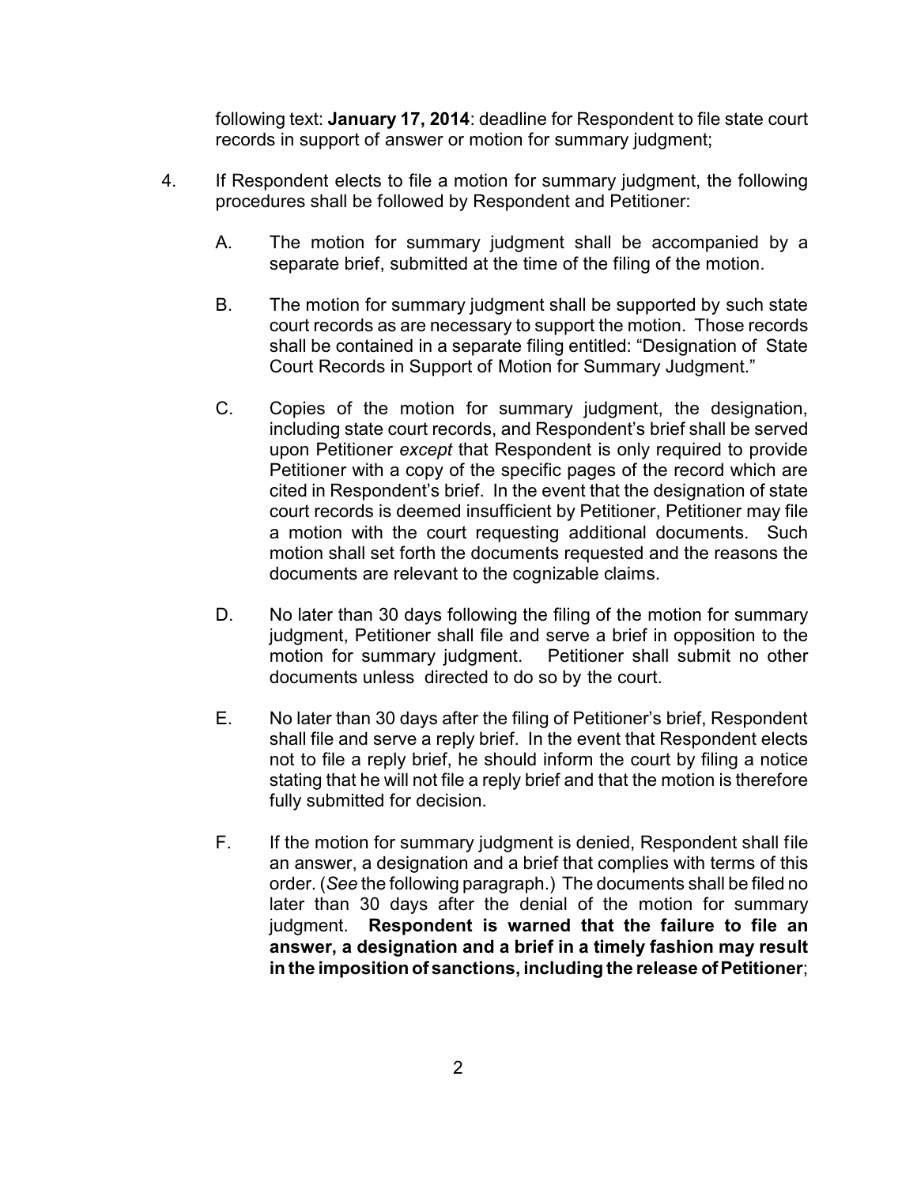following text: **January 17, 2014**: deadline for Respondent to file state court records in support of answer or motion for summary judgment;

4. If Respondent elects to file a motion for summary judgment, the following procedures shall be followed by Respondent and Petitioner:

   A. The motion for summary judgment shall be accompanied by a separate brief, submitted at the time of the filing of the motion.

   B. The motion for summary judgment shall be supported by such state court records as are necessary to support the motion. Those records shall be contained in a separate filing entitled: "Designation of State Court Records in Support of Motion for Summary Judgment."

   C. Copies of the motion for summary judgment, the designation, including state court records, and Respondent's brief shall be served upon Petitioner *except* that Respondent is only required to provide Petitioner with a copy of the specific pages of the record which are cited in Respondent's brief. In the event that the designation of state court records is deemed insufficient by Petitioner, Petitioner may file a motion with the court requesting additional documents. Such motion shall set forth the documents requested and the reasons the documents are relevant to the cognizable claims.

   D. No later than 30 days following the filing of the motion for summary judgment, Petitioner shall file and serve a brief in opposition to the motion for summary judgment. Petitioner shall submit no other documents unless directed to do so by the court.

   E. No later than 30 days after the filing of Petitioner's brief, Respondent shall file and serve a reply brief. In the event that Respondent elects not to file a reply brief, he should inform the court by filing a notice stating that he will not file a reply brief and that the motion is therefore fully submitted for decision.

   F. If the motion for summary judgment is denied, Respondent shall file an answer, a designation and a brief that complies with terms of this order. (*See* the following paragraph.) The documents shall be filed no later than 30 days after the denial of the motion for summary judgment. **Respondent is warned that the failure to file an answer, a designation and a brief in a timely fashion may result in the imposition of sanctions, including the release of Petitioner**;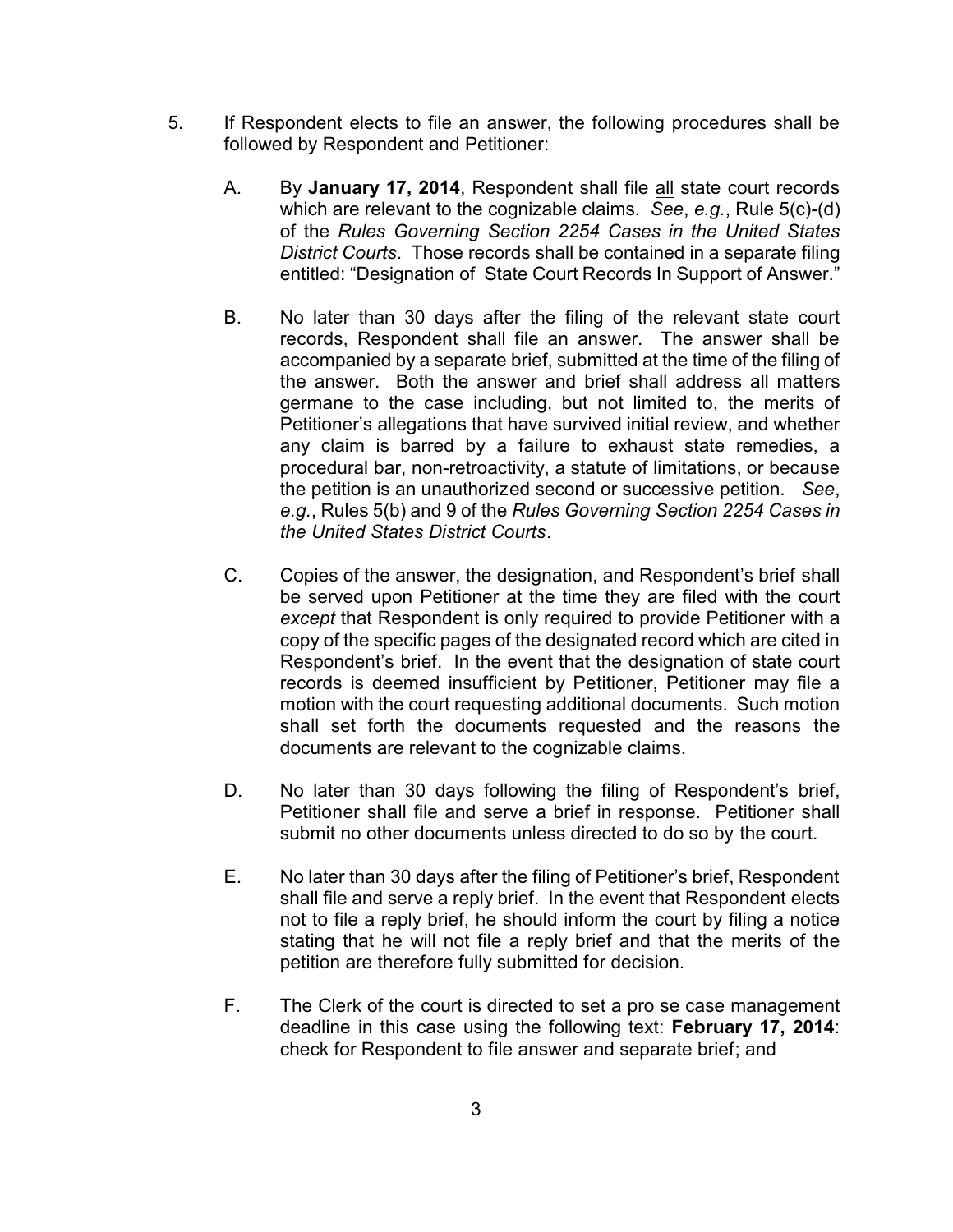5. If Respondent elects to file an answer, the following procedures shall be followed by Respondent and Petitioner:

   A. By **January 17, 2014**, Respondent shall file all state court records which are relevant to the cognizable claims. *See*, *e.g.*, Rule 5(c)-(d) of the *Rules Governing Section 2254 Cases in the United States District Courts*. Those records shall be contained in a separate filing entitled: "Designation of State Court Records In Support of Answer."

   B. No later than 30 days after the filing of the relevant state court records, Respondent shall file an answer. The answer shall be accompanied by a separate brief, submitted at the time of the filing of the answer. Both the answer and brief shall address all matters germane to the case including, but not limited to, the merits of Petitioner's allegations that have survived initial review, and whether any claim is barred by a failure to exhaust state remedies, a procedural bar, non-retroactivity, a statute of limitations, or because the petition is an unauthorized second or successive petition. *See*, *e.g.*, Rules 5(b) and 9 of the *Rules Governing Section 2254 Cases in the United States District Courts*.

   C. Copies of the answer, the designation, and Respondent's brief shall be served upon Petitioner at the time they are filed with the court *except* that Respondent is only required to provide Petitioner with a copy of the specific pages of the designated record which are cited in Respondent's brief. In the event that the designation of state court records is deemed insufficient by Petitioner, Petitioner may file a motion with the court requesting additional documents. Such motion shall set forth the documents requested and the reasons the documents are relevant to the cognizable claims.

   D. No later than 30 days following the filing of Respondent's brief, Petitioner shall file and serve a brief in response. Petitioner shall submit no other documents unless directed to do so by the court.

   E. No later than 30 days after the filing of Petitioner's brief, Respondent shall file and serve a reply brief. In the event that Respondent elects not to file a reply brief, he should inform the court by filing a notice stating that he will not file a reply brief and that the merits of the petition are therefore fully submitted for decision.

   F. The Clerk of the court is directed to set a pro se case management deadline in this case using the following text: **February 17, 2014**: check for Respondent to file answer and separate brief; and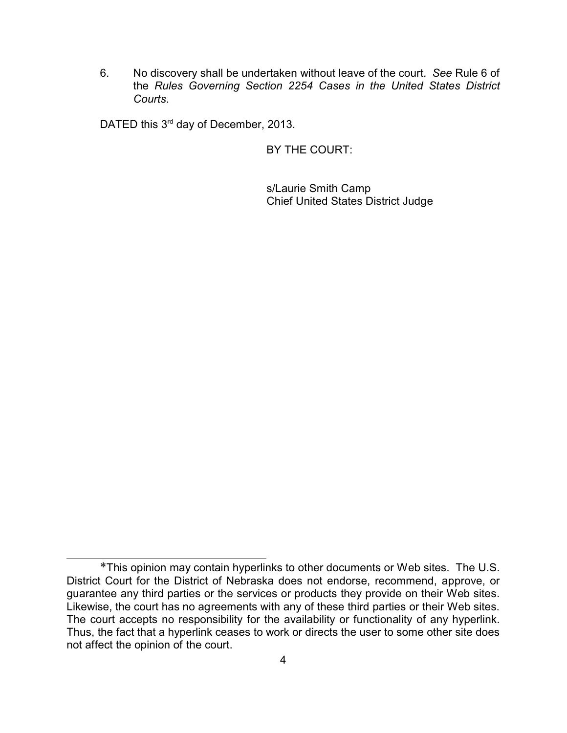6. No discovery shall be undertaken without leave of the court. *See* Rule 6 of the *Rules Governing Section 2254 Cases in the United States District Courts*.

DATED this 3rd day of December, 2013.

BY THE COURT:

s/Laurie Smith Camp
Chief United States District Judge

---

*This opinion may contain hyperlinks to other documents or Web sites. The U.S. District Court for the District of Nebraska does not endorse, recommend, approve, or guarantee any third parties or the services or products they provide on their Web sites. Likewise, the court has no agreements with any of these third parties or their Web sites. The court accepts no responsibility for the availability or functionality of any hyperlink. Thus, the fact that a hyperlink ceases to work or directs the user to some other site does not affect the opinion of the court.